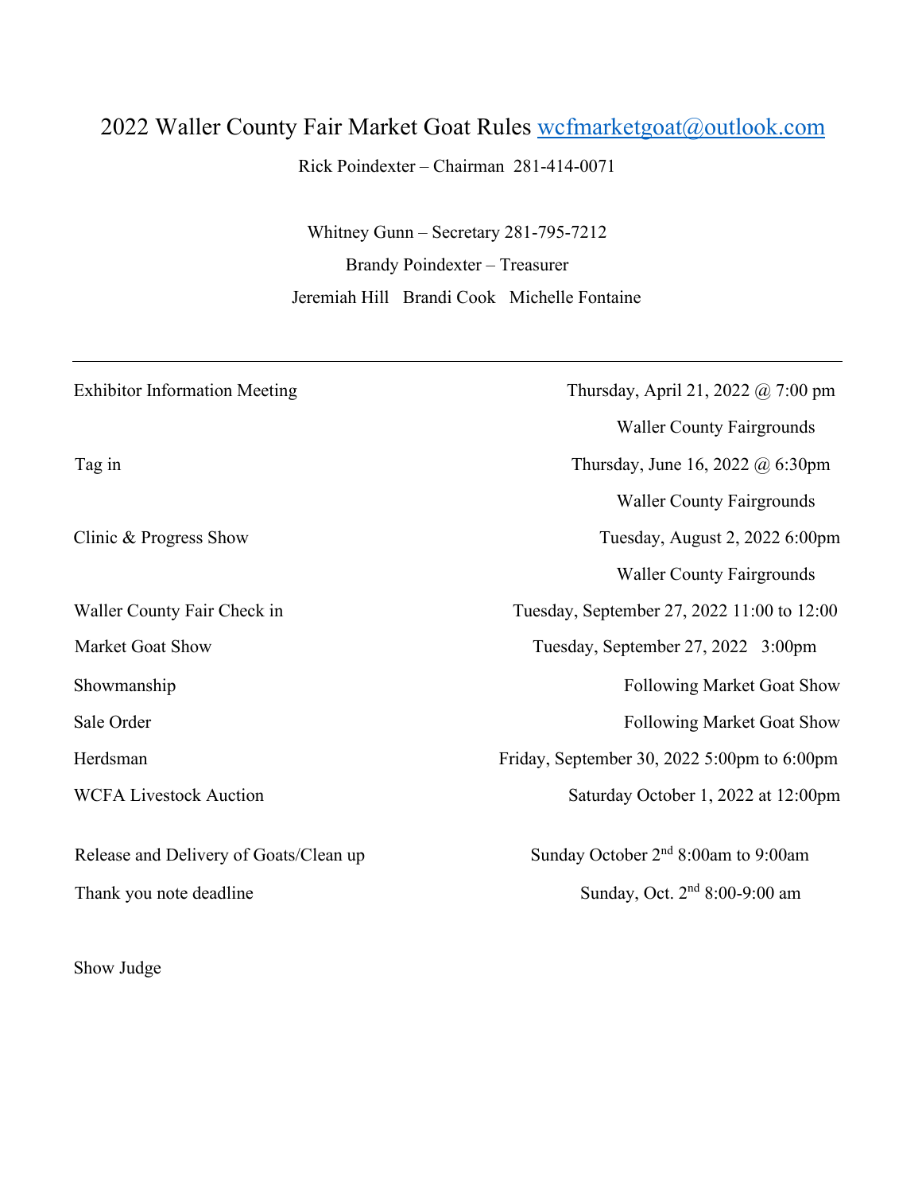# 2022 Waller County Fair Market Goat Rules wcfmarketgoat@outlook.com

Rick Poindexter – Chairman 281-414-0071

Whitney Gunn – Secretary 281-795-7212

Brandy Poindexter – Treasurer

Jeremiah Hill Brandi Cook Michelle Fontaine

---

| | |
|---|---|
| Exhibitor Information Meeting | Thursday, April 21, 2022 @ 7:00 pm<br>Waller County Fairgrounds |
| Tag in | Thursday, June 16, 2022 @ 6:30pm<br>Waller County Fairgrounds |
| Clinic & Progress Show | Tuesday, August 2, 2022 6:00pm<br>Waller County Fairgrounds |
| Waller County Fair Check in | Tuesday, September 27, 2022 11:00 to 12:00 |
| Market Goat Show | Tuesday, September 27, 2022 3:00pm |
| Showmanship | Following Market Goat Show |
| Sale Order | Following Market Goat Show |
| Herdsman | Friday, September 30, 2022 5:00pm to 6:00pm |
| WCFA Livestock Auction | Saturday October 1, 2022 at 12:00pm |
| Release and Delivery of Goats/Clean up | Sunday October 2nd 8:00am to 9:00am |
| Thank you note deadline | Sunday, Oct. 2nd 8:00-9:00 am |

Show Judge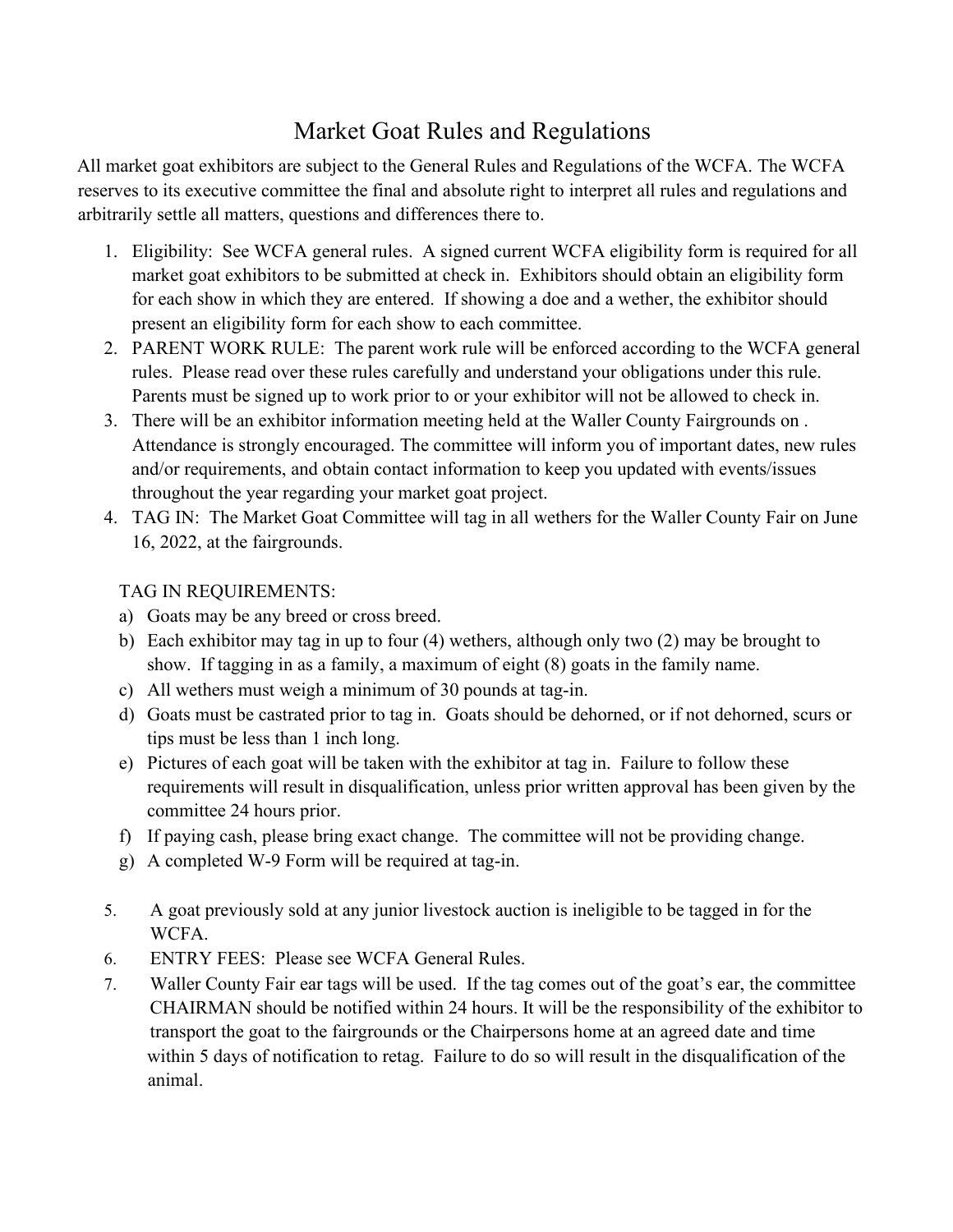# Market Goat Rules and Regulations

All market goat exhibitors are subject to the General Rules and Regulations of the WCFA. The WCFA reserves to its executive committee the final and absolute right to interpret all rules and regulations and arbitrarily settle all matters, questions and differences there to.

1. Eligibility: See WCFA general rules. A signed current WCFA eligibility form is required for all market goat exhibitors to be submitted at check in. Exhibitors should obtain an eligibility form for each show in which they are entered. If showing a doe and a wether, the exhibitor should present an eligibility form for each show to each committee.
2. PARENT WORK RULE: The parent work rule will be enforced according to the WCFA general rules. Please read over these rules carefully and understand your obligations under this rule. Parents must be signed up to work prior to or your exhibitor will not be allowed to check in.
3. There will be an exhibitor information meeting held at the Waller County Fairgrounds on . Attendance is strongly encouraged. The committee will inform you of important dates, new rules and/or requirements, and obtain contact information to keep you updated with events/issues throughout the year regarding your market goat project.
4. TAG IN: The Market Goat Committee will tag in all wethers for the Waller County Fair on June 16, 2022, at the fairgrounds.

   TAG IN REQUIREMENTS:

   a) Goats may be any breed or cross breed.
   b) Each exhibitor may tag in up to four (4) wethers, although only two (2) may be brought to show. If tagging in as a family, a maximum of eight (8) goats in the family name.
   c) All wethers must weigh a minimum of 30 pounds at tag-in.
   d) Goats must be castrated prior to tag in. Goats should be dehorned, or if not dehorned, scurs or tips must be less than 1 inch long.
   e) Pictures of each goat will be taken with the exhibitor at tag in. Failure to follow these requirements will result in disqualification, unless prior written approval has been given by the committee 24 hours prior.
   f) If paying cash, please bring exact change. The committee will not be providing change.
   g) A completed W-9 Form will be required at tag-in.

5. A goat previously sold at any junior livestock auction is ineligible to be tagged in for the WCFA.
6. ENTRY FEES: Please see WCFA General Rules.
7. Waller County Fair ear tags will be used. If the tag comes out of the goat's ear, the committee CHAIRMAN should be notified within 24 hours. It will be the responsibility of the exhibitor to transport the goat to the fairgrounds or the Chairpersons home at an agreed date and time within 5 days of notification to retag. Failure to do so will result in the disqualification of the animal.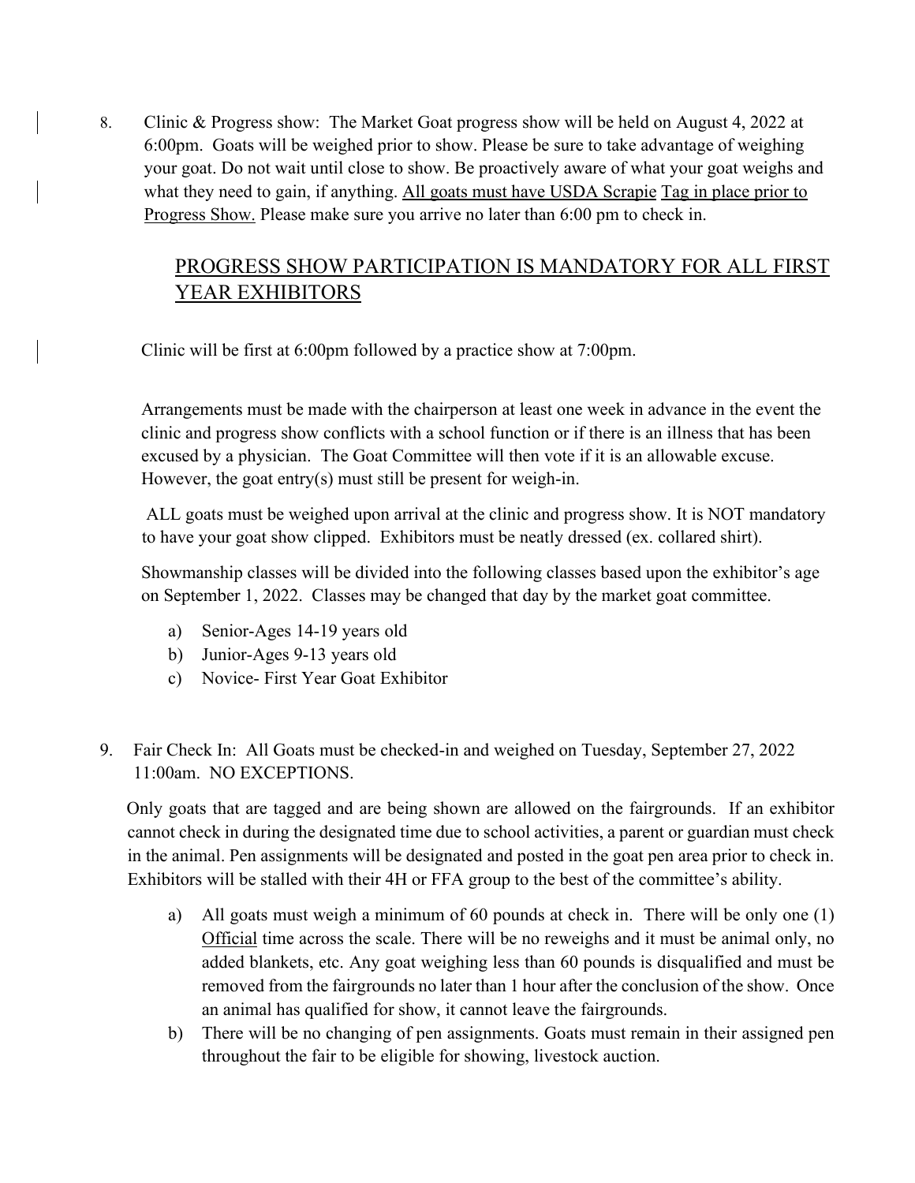8. Clinic & Progress show: The Market Goat progress show will be held on August 4, 2022 at 6:00pm. Goats will be weighed prior to show. Please be sure to take advantage of weighing your goat. Do not wait until close to show. Be proactively aware of what your goat weighs and what they need to gain, if anything. <u>All goats must have USDA Scrapie Tag in place prior to Progress Show.</u> Please make sure you arrive no later than 6:00 pm to check in.

   <u>PROGRESS SHOW PARTICIPATION IS MANDATORY FOR ALL FIRST YEAR EXHIBITORS</u>

   Clinic will be first at 6:00pm followed by a practice show at 7:00pm.

   Arrangements must be made with the chairperson at least one week in advance in the event the clinic and progress show conflicts with a school function or if there is an illness that has been excused by a physician. The Goat Committee will then vote if it is an allowable excuse. However, the goat entry(s) must still be present for weigh-in.

   ALL goats must be weighed upon arrival at the clinic and progress show. It is NOT mandatory to have your goat show clipped. Exhibitors must be neatly dressed (ex. collared shirt).

   Showmanship classes will be divided into the following classes based upon the exhibitor's age on September 1, 2022. Classes may be changed that day by the market goat committee.

   a) Senior-Ages 14-19 years old
   b) Junior-Ages 9-13 years old
   c) Novice- First Year Goat Exhibitor

9. Fair Check In: All Goats must be checked-in and weighed on Tuesday, September 27, 2022 11:00am. NO EXCEPTIONS.

   Only goats that are tagged and are being shown are allowed on the fairgrounds. If an exhibitor cannot check in during the designated time due to school activities, a parent or guardian must check in the animal. Pen assignments will be designated and posted in the goat pen area prior to check in. Exhibitors will be stalled with their 4H or FFA group to the best of the committee's ability.

   a) All goats must weigh a minimum of 60 pounds at check in. There will be only one (1) <u>Official</u> time across the scale. There will be no reweighs and it must be animal only, no added blankets, etc. Any goat weighing less than 60 pounds is disqualified and must be removed from the fairgrounds no later than 1 hour after the conclusion of the show. Once an animal has qualified for show, it cannot leave the fairgrounds.
   b) There will be no changing of pen assignments. Goats must remain in their assigned pen throughout the fair to be eligible for showing, livestock auction.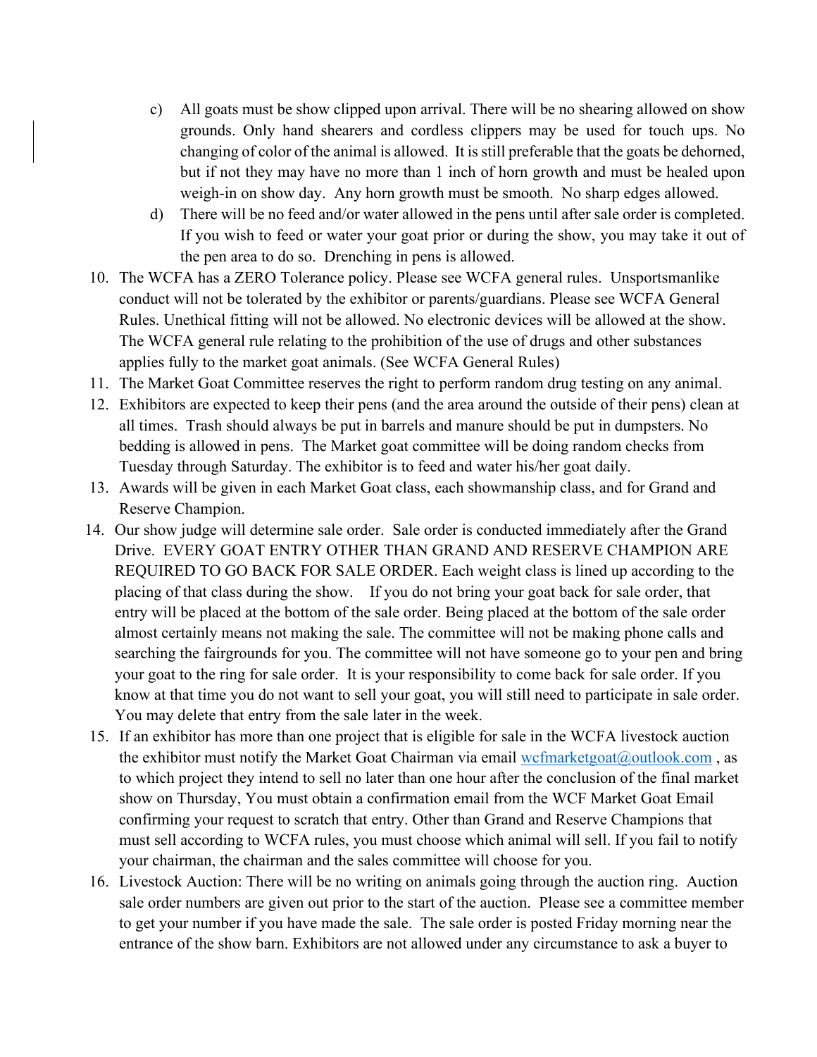c) All goats must be show clipped upon arrival. There will be no shearing allowed on show grounds. Only hand shearers and cordless clippers may be used for touch ups. No changing of color of the animal is allowed. It is still preferable that the goats be dehorned, but if not they may have no more than 1 inch of horn growth and must be healed upon weigh-in on show day. Any horn growth must be smooth. No sharp edges allowed.

d) There will be no feed and/or water allowed in the pens until after sale order is completed. If you wish to feed or water your goat prior or during the show, you may take it out of the pen area to do so. Drenching in pens is allowed.

10. The WCFA has a ZERO Tolerance policy. Please see WCFA general rules. Unsportsmanlike conduct will not be tolerated by the exhibitor or parents/guardians. Please see WCFA General Rules. Unethical fitting will not be allowed. No electronic devices will be allowed at the show. The WCFA general rule relating to the prohibition of the use of drugs and other substances applies fully to the market goat animals. (See WCFA General Rules)
11. The Market Goat Committee reserves the right to perform random drug testing on any animal.
12. Exhibitors are expected to keep their pens (and the area around the outside of their pens) clean at all times. Trash should always be put in barrels and manure should be put in dumpsters. No bedding is allowed in pens. The Market goat committee will be doing random checks from Tuesday through Saturday. The exhibitor is to feed and water his/her goat daily.
13. Awards will be given in each Market Goat class, each showmanship class, and for Grand and Reserve Champion.
14. Our show judge will determine sale order. Sale order is conducted immediately after the Grand Drive. EVERY GOAT ENTRY OTHER THAN GRAND AND RESERVE CHAMPION ARE REQUIRED TO GO BACK FOR SALE ORDER. Each weight class is lined up according to the placing of that class during the show. If you do not bring your goat back for sale order, that entry will be placed at the bottom of the sale order. Being placed at the bottom of the sale order almost certainly means not making the sale. The committee will not be making phone calls and searching the fairgrounds for you. The committee will not have someone go to your pen and bring your goat to the ring for sale order. It is your responsibility to come back for sale order. If you know at that time you do not want to sell your goat, you will still need to participate in sale order. You may delete that entry from the sale later in the week.
15. If an exhibitor has more than one project that is eligible for sale in the WCFA livestock auction the exhibitor must notify the Market Goat Chairman via email wcfmarketgoat@outlook.com , as to which project they intend to sell no later than one hour after the conclusion of the final market show on Thursday, You must obtain a confirmation email from the WCF Market Goat Email confirming your request to scratch that entry. Other than Grand and Reserve Champions that must sell according to WCFA rules, you must choose which animal will sell. If you fail to notify your chairman, the chairman and the sales committee will choose for you.
16. Livestock Auction: There will be no writing on animals going through the auction ring. Auction sale order numbers are given out prior to the start of the auction. Please see a committee member to get your number if you have made the sale. The sale order is posted Friday morning near the entrance of the show barn. Exhibitors are not allowed under any circumstance to ask a buyer to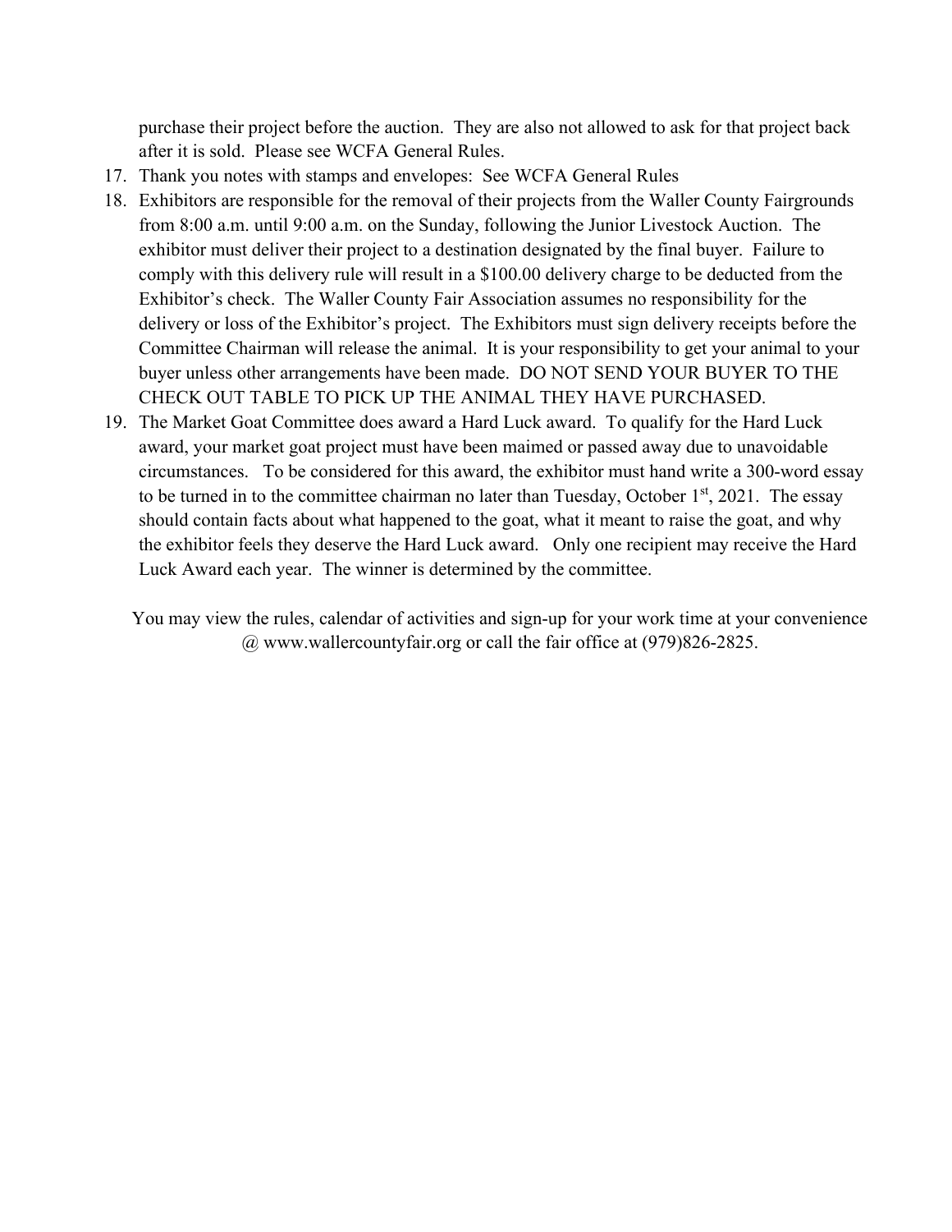purchase their project before the auction. They are also not allowed to ask for that project back after it is sold. Please see WCFA General Rules.

17. Thank you notes with stamps and envelopes: See WCFA General Rules
18. Exhibitors are responsible for the removal of their projects from the Waller County Fairgrounds from 8:00 a.m. until 9:00 a.m. on the Sunday, following the Junior Livestock Auction. The exhibitor must deliver their project to a destination designated by the final buyer. Failure to comply with this delivery rule will result in a $100.00 delivery charge to be deducted from the Exhibitor's check. The Waller County Fair Association assumes no responsibility for the delivery or loss of the Exhibitor's project. The Exhibitors must sign delivery receipts before the Committee Chairman will release the animal. It is your responsibility to get your animal to your buyer unless other arrangements have been made. DO NOT SEND YOUR BUYER TO THE CHECK OUT TABLE TO PICK UP THE ANIMAL THEY HAVE PURCHASED.
19. The Market Goat Committee does award a Hard Luck award. To qualify for the Hard Luck award, your market goat project must have been maimed or passed away due to unavoidable circumstances. To be considered for this award, the exhibitor must hand write a 300-word essay to be turned in to the committee chairman no later than Tuesday, October 1st, 2021. The essay should contain facts about what happened to the goat, what it meant to raise the goat, and why the exhibitor feels they deserve the Hard Luck award. Only one recipient may receive the Hard Luck Award each year. The winner is determined by the committee.

You may view the rules, calendar of activities and sign-up for your work time at your convenience @ www.wallercountyfair.org or call the fair office at (979)826-2825.